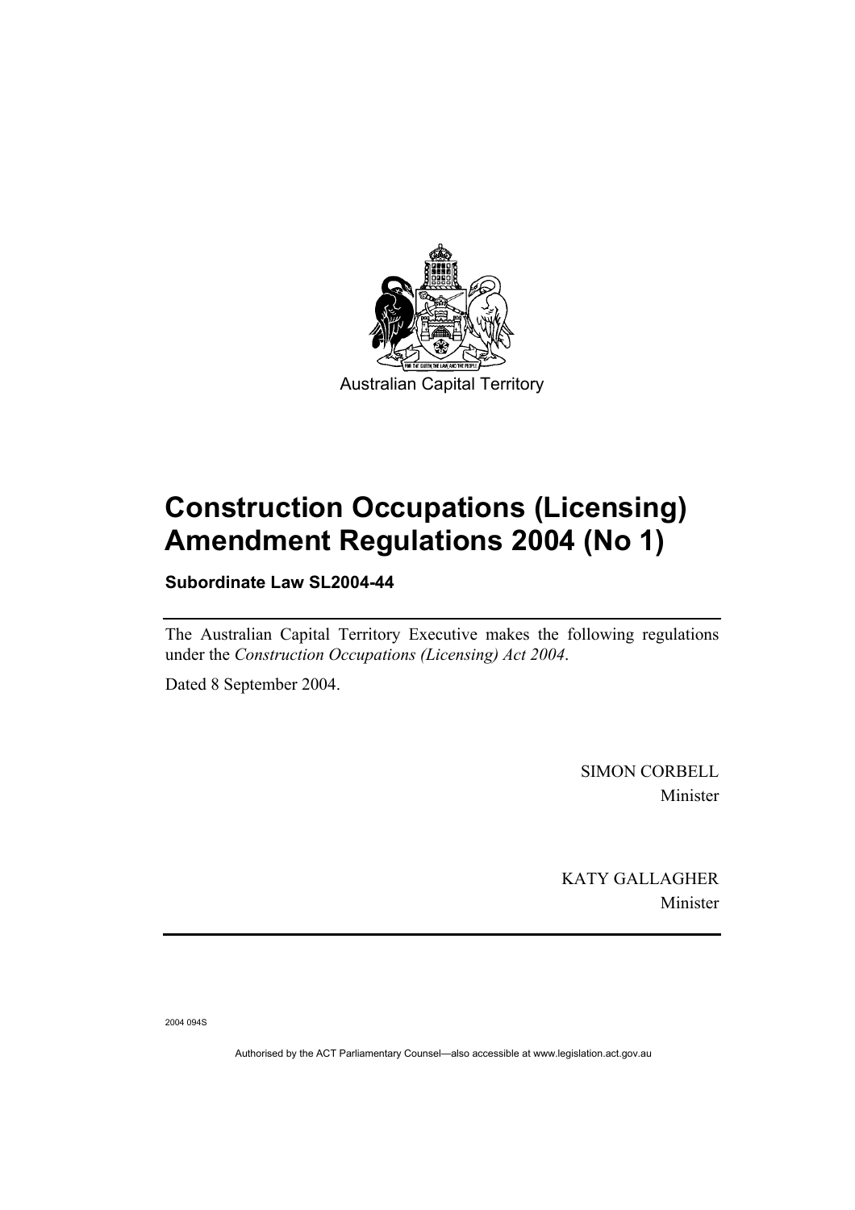Australian Capital Territory

# Construction Occupations (Licensing) Amendment Regulations 2004 (No 1)

**Subordinate Law SL2004-44**

The Australian Capital Territory Executive makes the following regulations under the *Construction Occupations (Licensing) Act 2004*.

Dated 8 September 2004.

SIMON CORBELL
Minister

KATY GALLAGHER
Minister

2004 094S

Authorised by the ACT Parliamentary Counsel—also accessible at www.legislation.act.gov.au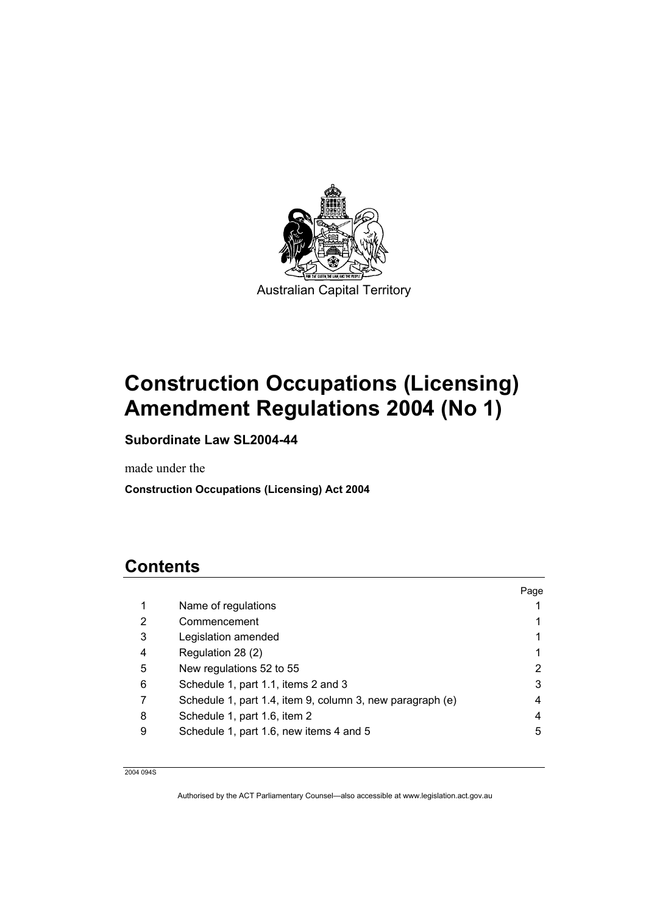Australian Capital Territory

# Construction Occupations (Licensing) Amendment Regulations 2004 (No 1)

**Subordinate Law SL2004-44**

made under the

**Construction Occupations (Licensing) Act 2004**

## Contents

| | | Page |
|---|---|---|
| 1 | Name of regulations | 1 |
| 2 | Commencement | 1 |
| 3 | Legislation amended | 1 |
| 4 | Regulation 28 (2) | 1 |
| 5 | New regulations 52 to 55 | 2 |
| 6 | Schedule 1, part 1.1, items 2 and 3 | 3 |
| 7 | Schedule 1, part 1.4, item 9, column 3, new paragraph (e) | 4 |
| 8 | Schedule 1, part 1.6, item 2 | 4 |
| 9 | Schedule 1, part 1.6, new items 4 and 5 | 5 |

2004 094S

Authorised by the ACT Parliamentary Counsel—also accessible at www.legislation.act.gov.au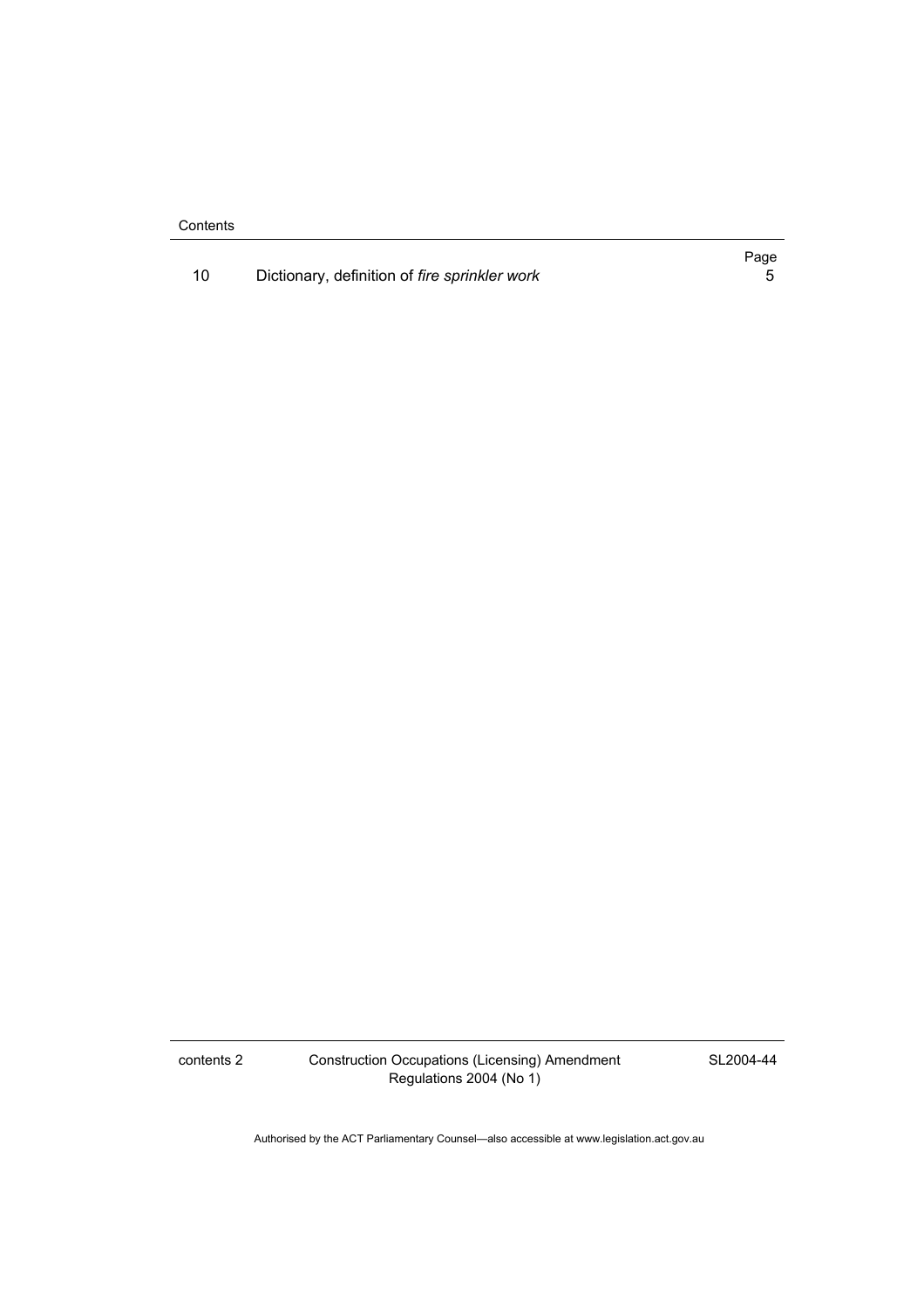Contents

| | | Page |
|---|---|---|
| 10 | Dictionary, definition of *fire sprinkler work* | 5 |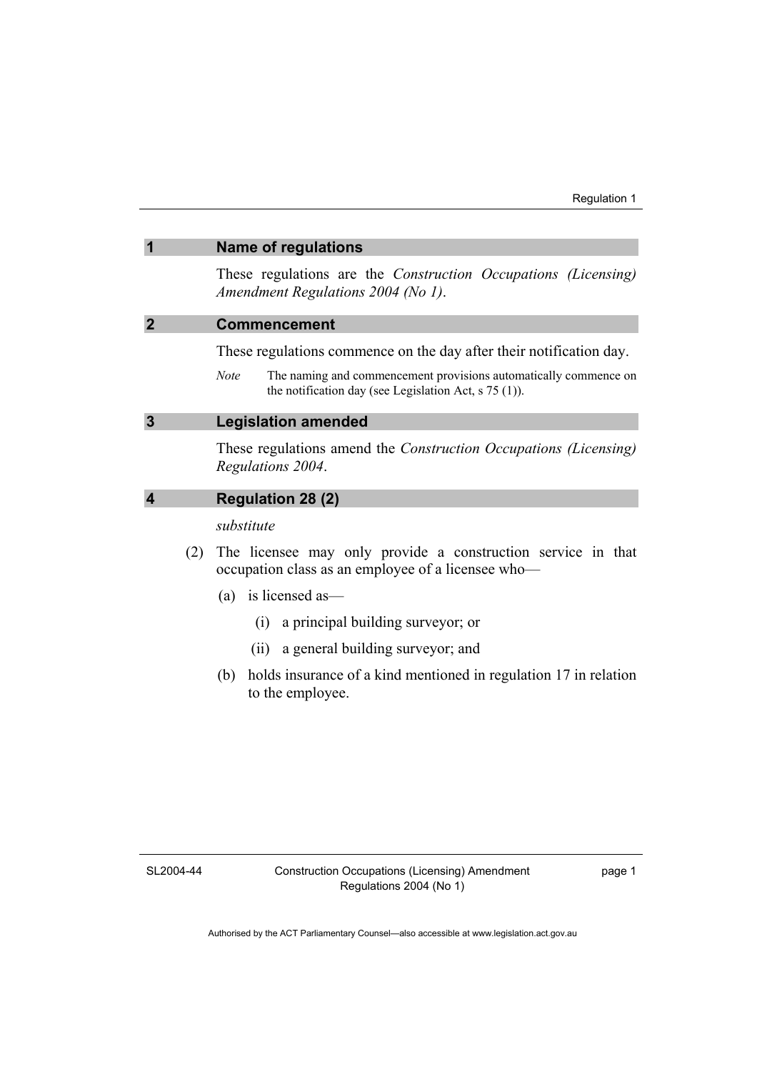## 1 Name of regulations

These regulations are the *Construction Occupations (Licensing) Amendment Regulations 2004 (No 1)*.

## 2 Commencement

These regulations commence on the day after their notification day.

*Note* The naming and commencement provisions automatically commence on the notification day (see Legislation Act, s 75 (1)).

## 3 Legislation amended

These regulations amend the *Construction Occupations (Licensing) Regulations 2004*.

## 4 Regulation 28 (2)

*substitute*

(2) The licensee may only provide a construction service in that occupation class as an employee of a licensee who—

(a) is licensed as—

(i) a principal building surveyor; or

(ii) a general building surveyor; and

(b) holds insurance of a kind mentioned in regulation 17 in relation to the employee.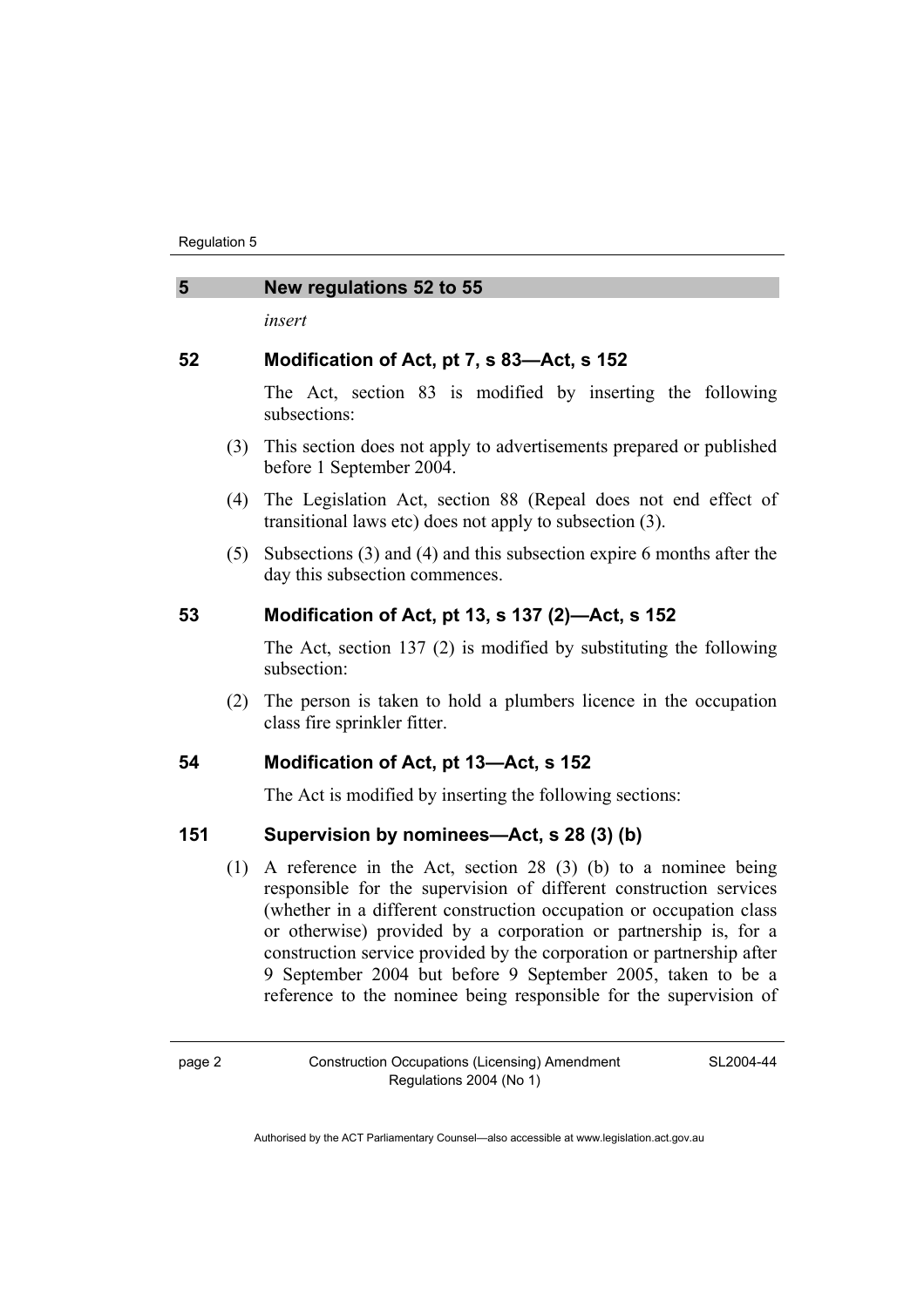## 5 New regulations 52 to 55

*insert*

### 52 Modification of Act, pt 7, s 83—Act, s 152

The Act, section 83 is modified by inserting the following subsections:

(3) This section does not apply to advertisements prepared or published before 1 September 2004.

(4) The Legislation Act, section 88 (Repeal does not end effect of transitional laws etc) does not apply to subsection (3).

(5) Subsections (3) and (4) and this subsection expire 6 months after the day this subsection commences.

### 53 Modification of Act, pt 13, s 137 (2)—Act, s 152

The Act, section 137 (2) is modified by substituting the following subsection:

(2) The person is taken to hold a plumbers licence in the occupation class fire sprinkler fitter.

### 54 Modification of Act, pt 13—Act, s 152

The Act is modified by inserting the following sections:

### 151 Supervision by nominees—Act, s 28 (3) (b)

(1) A reference in the Act, section 28 (3) (b) to a nominee being responsible for the supervision of different construction services (whether in a different construction occupation or occupation class or otherwise) provided by a corporation or partnership is, for a construction service provided by the corporation or partnership after 9 September 2004 but before 9 September 2005, taken to be a reference to the nominee being responsible for the supervision of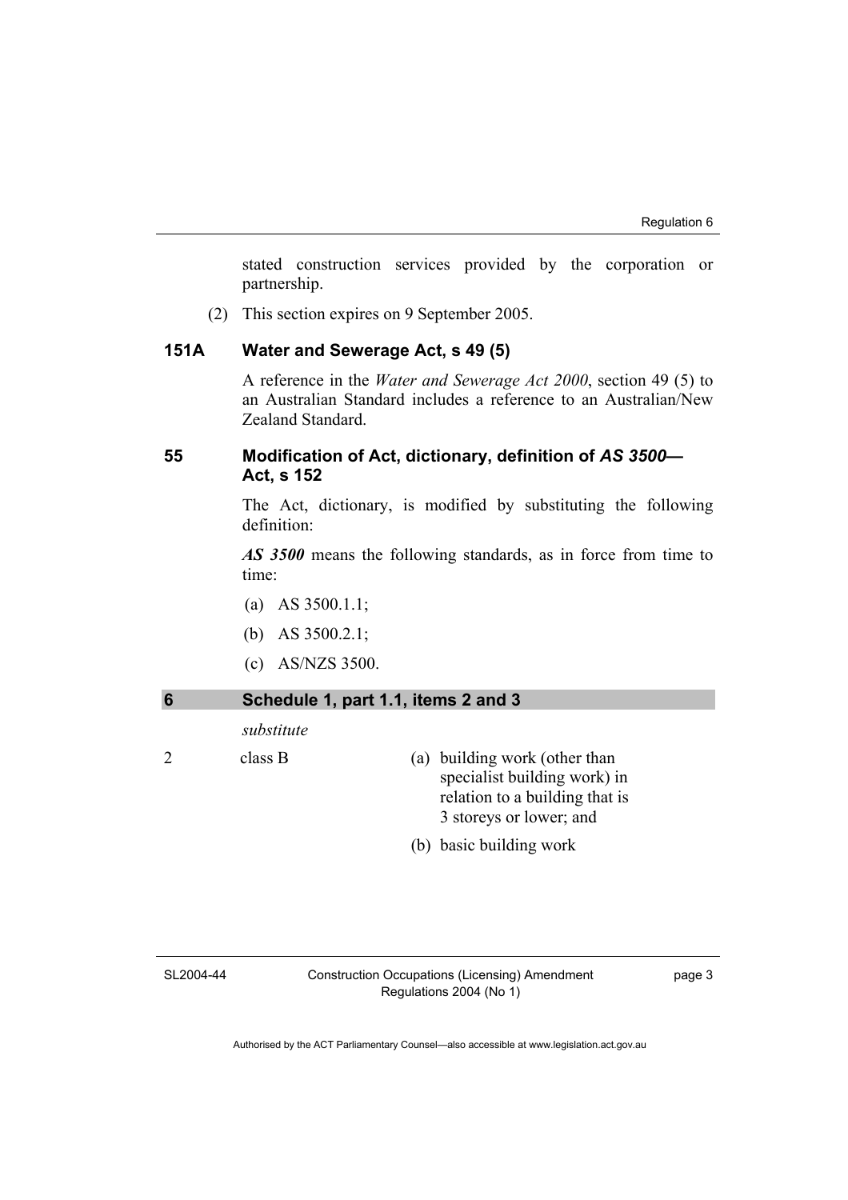stated construction services provided by the corporation or partnership.

(2) This section expires on 9 September 2005.

### 151A Water and Sewerage Act, s 49 (5)

A reference in the *Water and Sewerage Act 2000*, section 49 (5) to an Australian Standard includes a reference to an Australian/New Zealand Standard.

### 55 Modification of Act, dictionary, definition of *AS 3500*—Act, s 152

The Act, dictionary, is modified by substituting the following definition:

***AS 3500*** means the following standards, as in force from time to time:

(a) AS 3500.1.1;

(b) AS 3500.2.1;

(c) AS/NZS 3500.

## 6 Schedule 1, part 1.1, items 2 and 3

*substitute*

| | | |
|---|---|---|
| 2 | class B | (a) building work (other than specialist building work) in relation to a building that is 3 storeys or lower; and<br>(b) basic building work |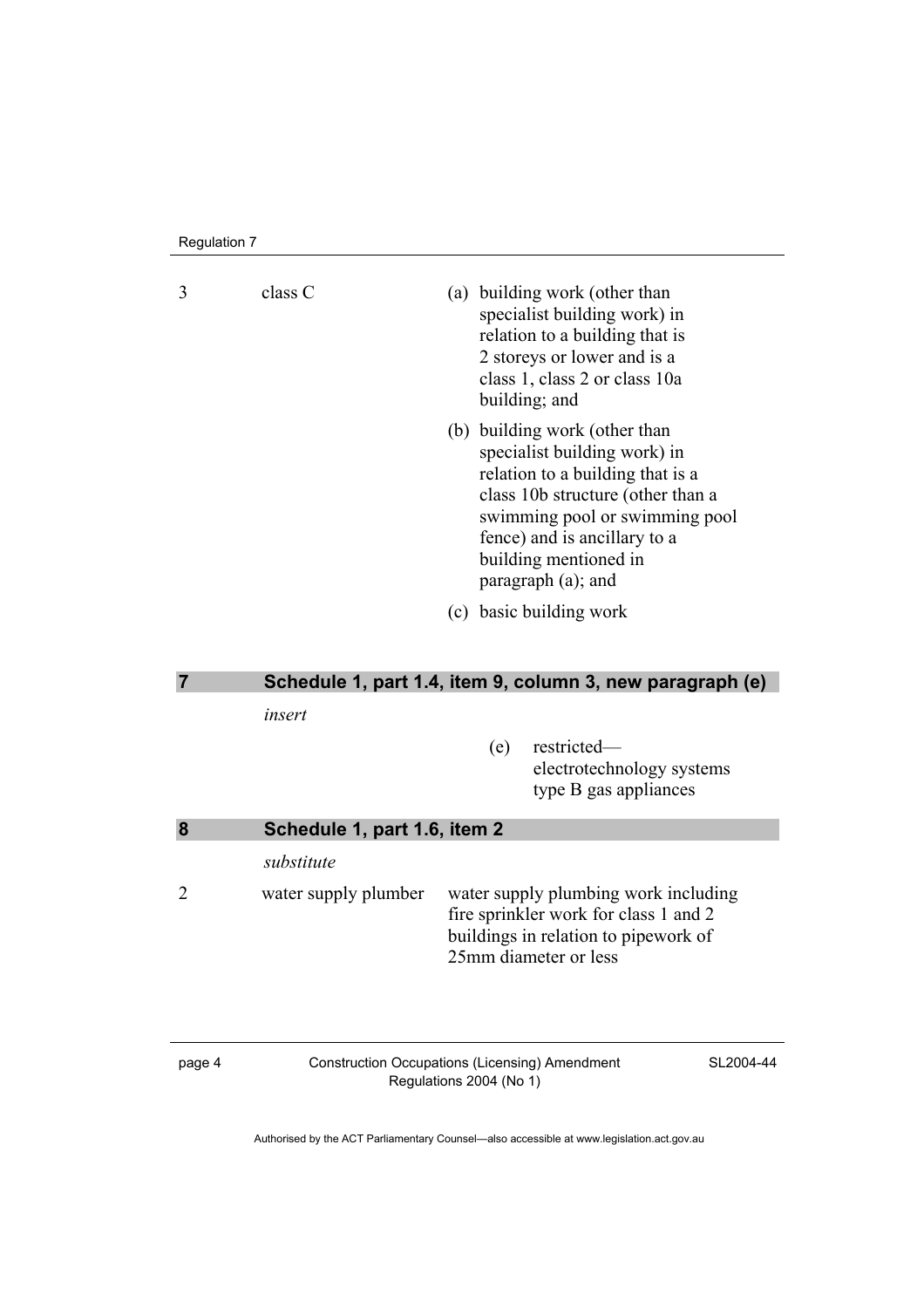| | | |
|---|---|---|
| 3 | class C | (a) building work (other than specialist building work) in relation to a building that is 2 storeys or lower and is a class 1, class 2 or class 10a building; and<br><br>(b) building work (other than specialist building work) in relation to a building that is a class 10b structure (other than a swimming pool or swimming pool fence) and is ancillary to a building mentioned in paragraph (a); and<br><br>(c) basic building work |

## 7 Schedule 1, part 1.4, item 9, column 3, new paragraph (e)

*insert*

(e) restricted—electrotechnology systems type B gas appliances

## 8 Schedule 1, part 1.6, item 2

*substitute*

| | | |
|---|---|---|
| 2 | water supply plumber | water supply plumbing work including fire sprinkler work for class 1 and 2 buildings in relation to pipework of 25mm diameter or less |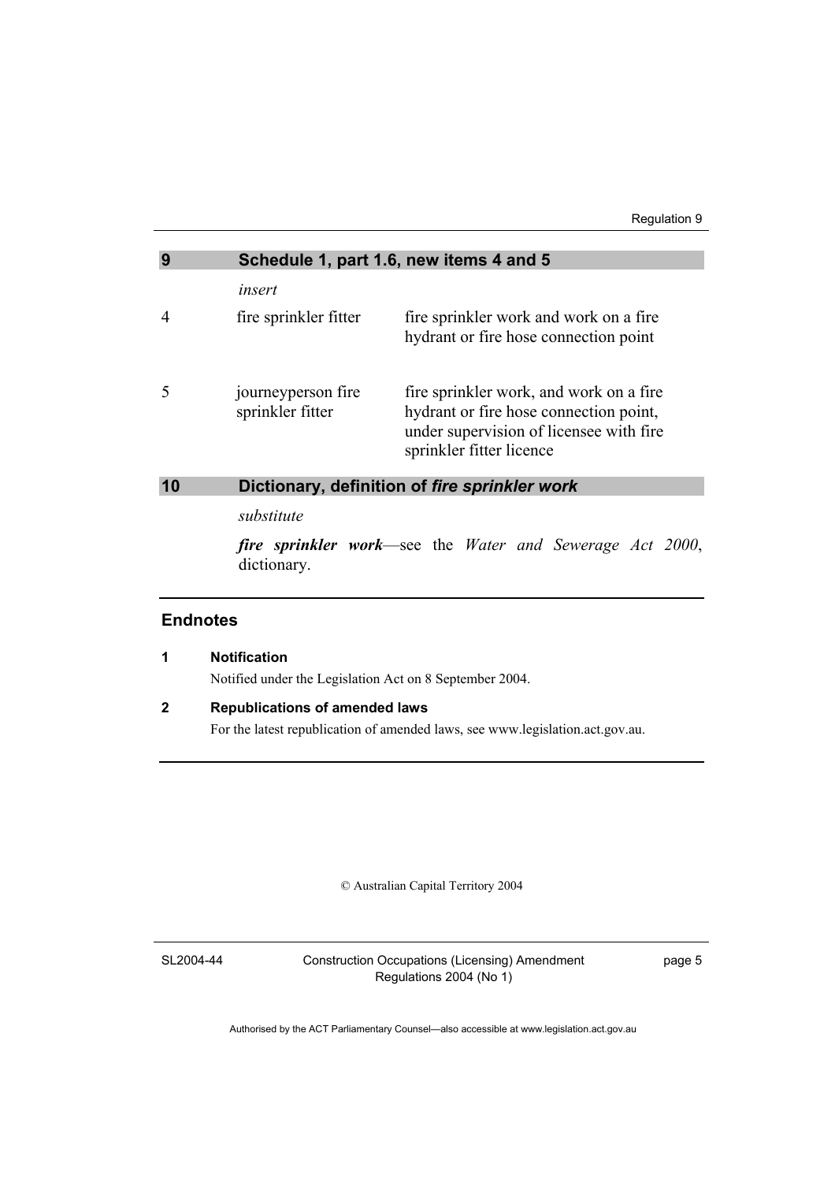## 9 Schedule 1, part 1.6, new items 4 and 5

*insert*

| | | |
|---|---|---|
| 4 | fire sprinkler fitter | fire sprinkler work and work on a fire hydrant or fire hose connection point |
| 5 | journeyperson fire sprinkler fitter | fire sprinkler work, and work on a fire hydrant or fire hose connection point, under supervision of licensee with fire sprinkler fitter licence |

## 10 Dictionary, definition of *fire sprinkler work*

*substitute*

***fire sprinkler work***—see the *Water and Sewerage Act 2000*, dictionary.

## Endnotes

### 1 Notification

Notified under the Legislation Act on 8 September 2004.

### 2 Republications of amended laws

For the latest republication of amended laws, see www.legislation.act.gov.au.

© Australian Capital Territory 2004